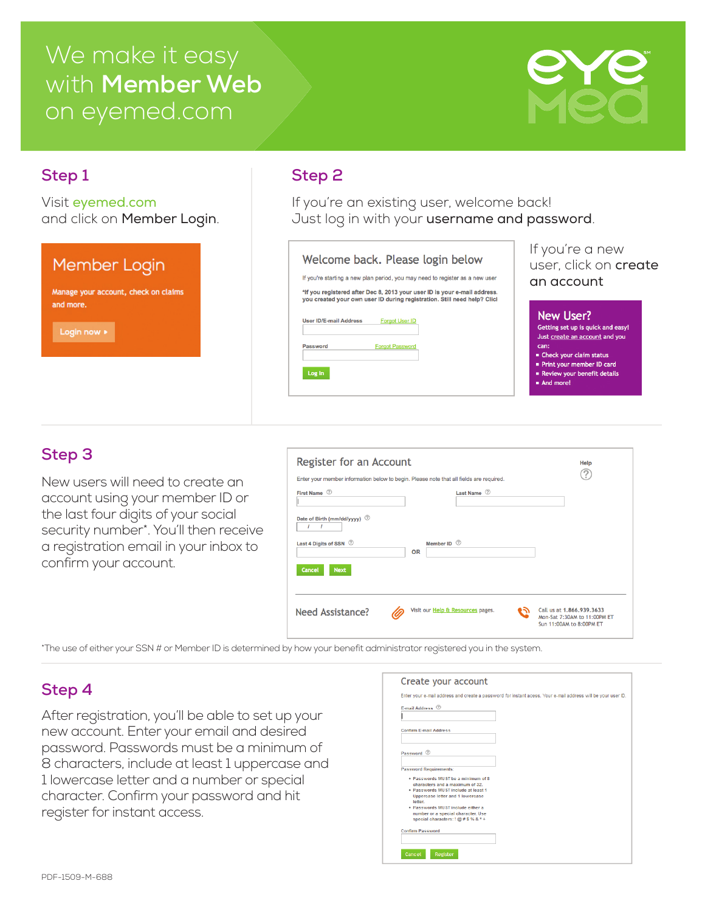# We make it easy with **Member Web** on eyemed.com

eyemed

## Step 1

Visit eyemed.com and click on **Member Login**.

**Member Login**

Manage your account, check on claims and more.

Login now ▸

## Step 2

If you're an existing user, welcome back! Just log in with your **username and password**.

**Welcome back. Please login below**

If you're starting a new plan period, you may need to register as a new user

*If you registered after Dec 8, 2013 your user ID is your e-mail address. you created your own user ID during registration. Still need help? Clicl

User ID/E-mail Address — Forgot User ID

Password — Forgot Password

Log In

If you're a new user, click on **create an account**

**New User?**

Getting set up is quick and easy! Just create an account and you can:

- Check your claim status
- Print your member ID card
- Review your benefit details
- And more!

## Step 3

New users will need to create an account using your member ID or the last four digits of your social security number*. You'll then receive a registration email in your inbox to confirm your account.

**Register for an Account**

Help

Enter your member information below to begin. Please note that all fields are required.

First Name — Last Name

Date of Birth (mm/dd/yyyy)

Last 4 Digits of SSN OR Member ID

Cancel Next

Need Assistance? Visit our Help & Resources pages. Call us at 1.866.939.3633 Mon-Sat 7:30AM to 11:00PM ET Sun 11:00AM to 8:00PM ET

*The use of either your SSN # or Member ID is determined by how your benefit administrator registered you in the system.

## Step 4

After registration, you'll be able to set up your new account. Enter your email and desired password. Passwords must be a minimum of 8 characters, include at least 1 uppercase and 1 lowercase letter and a number or special character. Confirm your password and hit register for instant access.

**Create your account**

Enter your e-mail address and create a password for instant access. Your e-mail address will be your user ID.

E-mail Address

Confirm E-mail Address

Password

Password Requirements:

- Passwords MUST be a minimum of 8 characters and a maximum of 32.
- Passwords MUST include at least 1 Uppercase letter and 1 lowercase letter.
- Passwords MUST include either a number or a special character. Use special characters: ! @ # $ % & * +

Confirm Password

Cancel Register

PDF-1509-M-688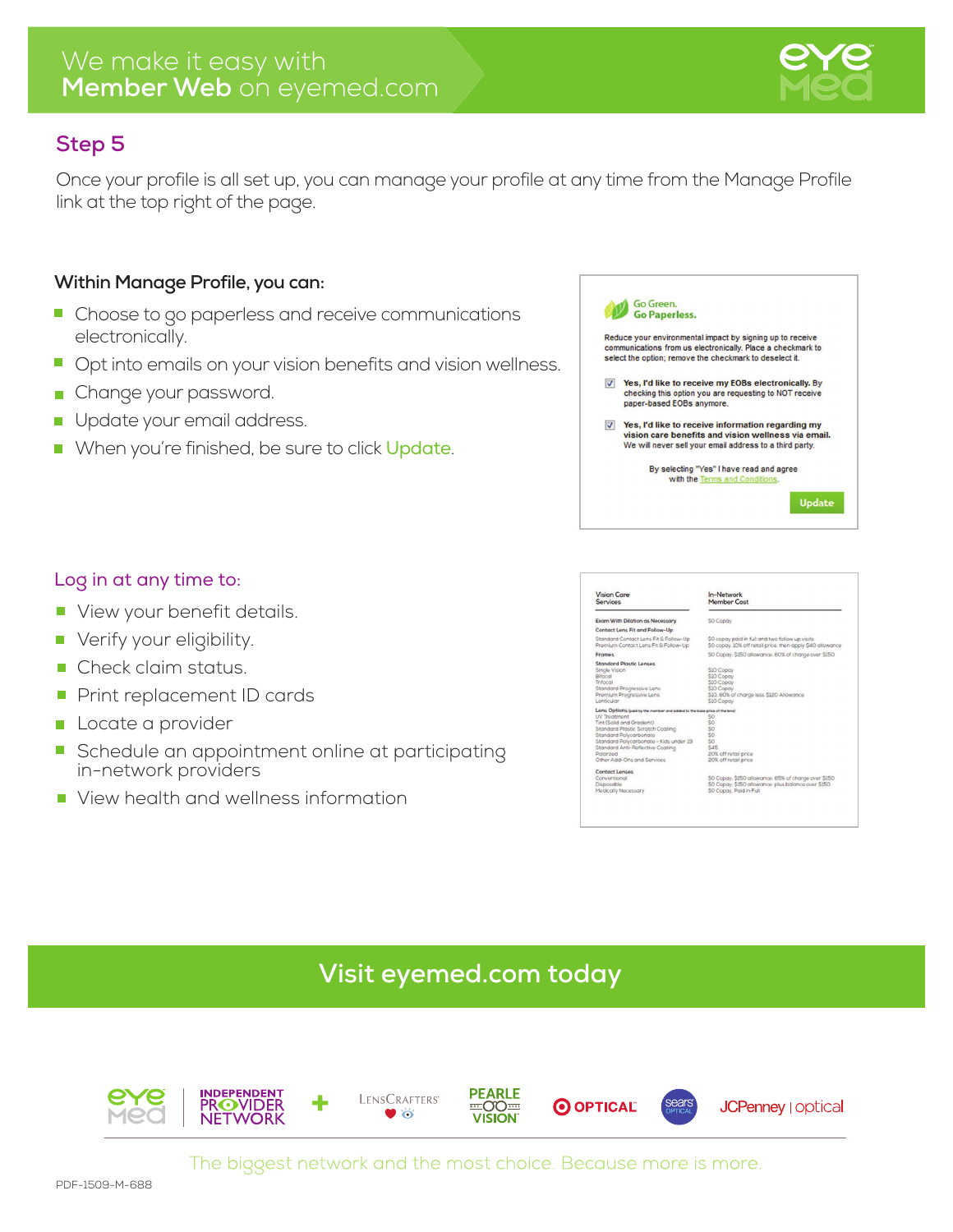# We make it easy with **Member Web** on eyemed.com

## Step 5

Once your profile is all set up, you can manage your profile at any time from the Manage Profile link at the top right of the page.

**Within Manage Profile, you can:**

- Choose to go paperless and receive communications electronically.
- Opt into emails on your vision benefits and vision wellness.
- Change your password.
- Update your email address.
- When you're finished, be sure to click Update.

Go Green.
**Go Paperless.**

Reduce your environmental impact by signing up to receive communications from us electronically. Place a checkmark to select the option; remove the checkmark to deselect it.

☑ **Yes, I'd like to receive my EOBs electronically.** By checking this option you are requesting to NOT receive paper-based EOBs anymore.

☑ **Yes, I'd like to receive information regarding my vision care benefits and vision wellness via email.** We will never sell your email address to a third party.

By selecting "Yes" I have read and agree with the Terms and Conditions.

Update

## Log in at any time to:

- View your benefit details.
- Verify your eligibility.
- Check claim status.
- Print replacement ID cards
- Locate a provider
- Schedule an appointment online at participating in-network providers
- View health and wellness information

| Vision Care Services | In-Network Member Cost |
|---|---|
| Exam With Dilation as Necessary | $0 Copay |
| Contact Lens Fit and Follow-Up | |
| Standard Contact Lens Fit & Follow-Up | $0 copay paid in full and two follow up visits |
| Premium Contact Lens Fit & Follow-Up | $0 copay, 10% off retail price, then apply $40 allowance |
| Frames | $0 Copay; $150 allowance; 80% of charge over $150 |
| Standard Plastic Lenses | |
| Single Vision | $10 Copay |
| Bifocal | $10 Copay |
| Trifocal | $10 Copay |
| Standard Progressive Lens | $10 Copay |
| Premium Progressive Lens | $10; 80% of charge less $120 Allowance |
| Lenticular | $10 Copay |
| Lens Options (paid by the member and added to the base price of the lens) | |
| UV Treatment | $0 |
| Tint (Solid and Gradient) | $0 |
| Standard Plastic Scratch Coating | $0 |
| Standard Polycarbonate | $0 |
| Standard Polycarbonate - Kids under 19 | $0 |
| Standard Anti-Reflective Coating | $45 |
| Polarized | 20% off retail price |
| Other Add-Ons and Services | 20% off retail price |
| Contact Lenses | |
| Conventional | $0 Copay; $150 allowance; 85% of charge over $150 |
| Disposable | $0 Copay; $150 allowance; plus balance over $150 |
| Medically Necessary | $0 Copay; Paid in Full |

## Visit eyemed.com today

EyeMed | INDEPENDENT PROVIDER NETWORK + LensCrafters | PEARLE VISION | TARGET OPTICAL | sears OPTICAL | JCPenney | optical

The biggest network and the most choice. Because more is more.

PDF-1509-M-688